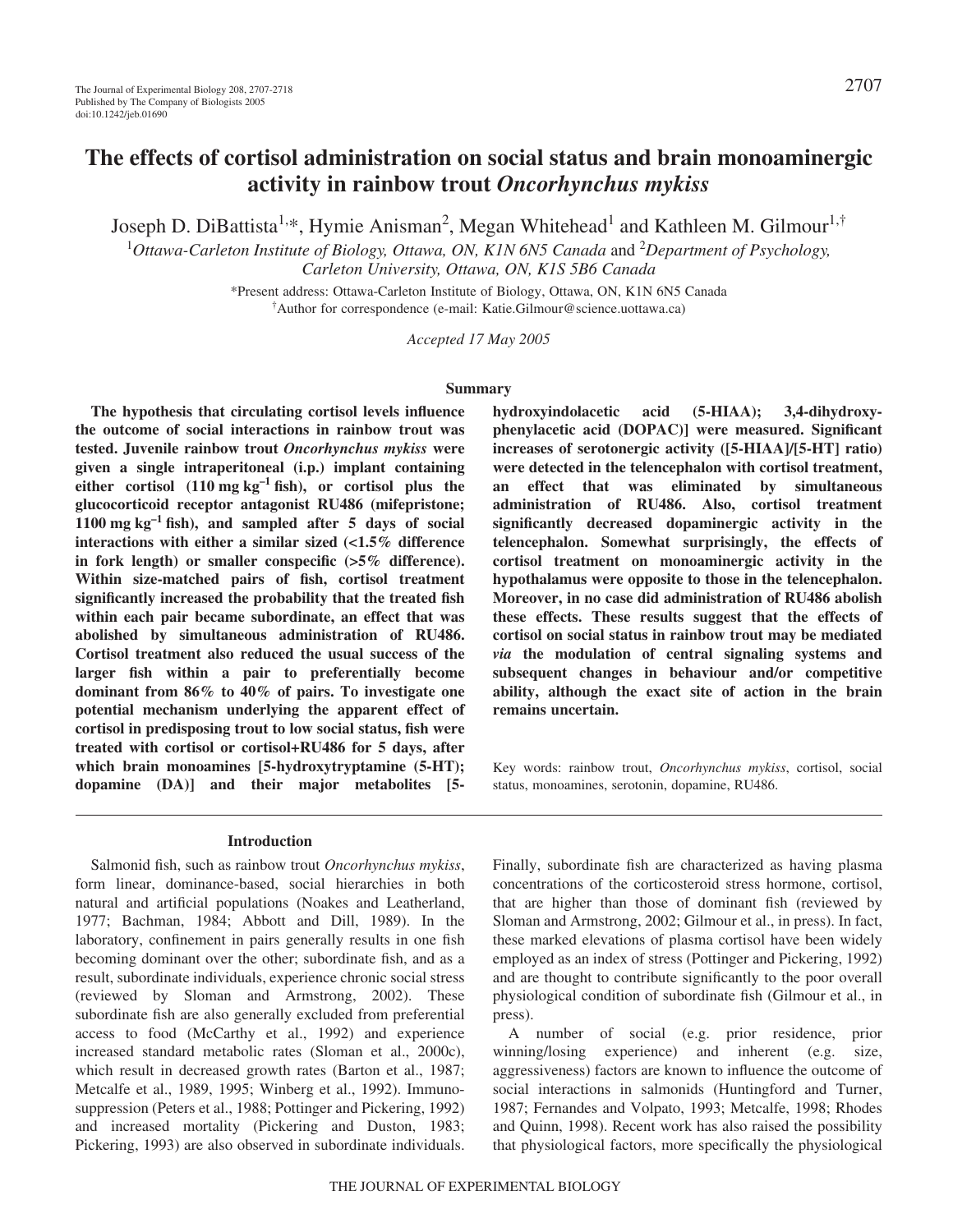# The effects of cortisol administration on social status and brain monoaminergic activity in rainbow trout *Oncorhynchus mykiss*

Joseph D. DiBattista[1,*], Hymie Anisman[2], Megan Whitehead[1] and Kathleen M. Gilmour[1,†]

[1]Ottawa-Carleton Institute of Biology, Ottawa, ON, K1N 6N5 Canada and [2]Department of Psychology, Carleton University, Ottawa, ON, K1S 5B6 Canada

*Present address: Ottawa-Carleton Institute of Biology, Ottawa, ON, K1N 6N5 Canada

†Author for correspondence (e-mail: Katie.Gilmour@science.uottawa.ca)

*Accepted 17 May 2005*

## Summary

**The hypothesis that circulating cortisol levels influence the outcome of social interactions in rainbow trout was tested. Juvenile rainbow trout *Oncorhynchus mykiss* were given a single intraperitoneal (i.p.) implant containing either cortisol (110 mg kg$^{-1}$ fish), or cortisol plus the glucocorticoid receptor antagonist RU486 (mifepristone; 1100 mg kg$^{-1}$ fish), and sampled after 5 days of social interactions with either a similar sized (<1.5% difference in fork length) or smaller conspecific (>5% difference). Within size-matched pairs of fish, cortisol treatment significantly increased the probability that the treated fish within each pair became subordinate, an effect that was abolished by simultaneous administration of RU486. Cortisol treatment also reduced the usual success of the larger fish within a pair to preferentially become dominant from 86% to 40% of pairs. To investigate one potential mechanism underlying the apparent effect of cortisol in predisposing trout to low social status, fish were treated with cortisol or cortisol+RU486 for 5 days, after which brain monoamines [5-hydroxytryptamine (5-HT); dopamine (DA)] and their major metabolites [5-hydroxyindolacetic acid (5-HIAA); 3,4-dihydroxyphenylacetic acid (DOPAC)] were measured. Significant increases of serotonergic activity ([5-HIAA]/[5-HT] ratio) were detected in the telencephalon with cortisol treatment, an effect that was eliminated by simultaneous administration of RU486. Also, cortisol treatment significantly decreased dopaminergic activity in the telencephalon. Somewhat surprisingly, the effects of cortisol treatment on monoaminergic activity in the hypothalamus were opposite to those in the telencephalon. Moreover, in no case did administration of RU486 abolish these effects. These results suggest that the effects of cortisol on social status in rainbow trout may be mediated *via* the modulation of central signaling systems and subsequent changes in behaviour and/or competitive ability, although the exact site of action in the brain remains uncertain.**

Key words: rainbow trout, *Oncorhynchus mykiss*, cortisol, social status, monoamines, serotonin, dopamine, RU486.

## Introduction

Salmonid fish, such as rainbow trout *Oncorhynchus mykiss*, form linear, dominance-based, social hierarchies in both natural and artificial populations (Noakes and Leatherland, 1977; Bachman, 1984; Abbott and Dill, 1989). In the laboratory, confinement in pairs generally results in one fish becoming dominant over the other; subordinate fish, and as a result, subordinate individuals, experience chronic social stress (reviewed by Sloman and Armstrong, 2002). These subordinate fish are also generally excluded from preferential access to food (McCarthy et al., 1992) and experience increased standard metabolic rates (Sloman et al., 2000c), which result in decreased growth rates (Barton et al., 1987; Metcalfe et al., 1989, 1995; Winberg et al., 1992). Immunosuppression (Peters et al., 1988; Pottinger and Pickering, 1992) and increased mortality (Pickering and Duston, 1983; Pickering, 1993) are also observed in subordinate individuals. Finally, subordinate fish are characterized as having plasma concentrations of the corticosteroid stress hormone, cortisol, that are higher than those of dominant fish (reviewed by Sloman and Armstrong, 2002; Gilmour et al., in press). In fact, these marked elevations of plasma cortisol have been widely employed as an index of stress (Pottinger and Pickering, 1992) and are thought to contribute significantly to the poor overall physiological condition of subordinate fish (Gilmour et al., in press).

A number of social (e.g. prior residence, prior winning/losing experience) and inherent (e.g. size, aggressiveness) factors are known to influence the outcome of social interactions in salmonids (Huntingford and Turner, 1987; Fernandes and Volpato, 1993; Metcalfe, 1998; Rhodes and Quinn, 1998). Recent work has also raised the possibility that physiological factors, more specifically the physiological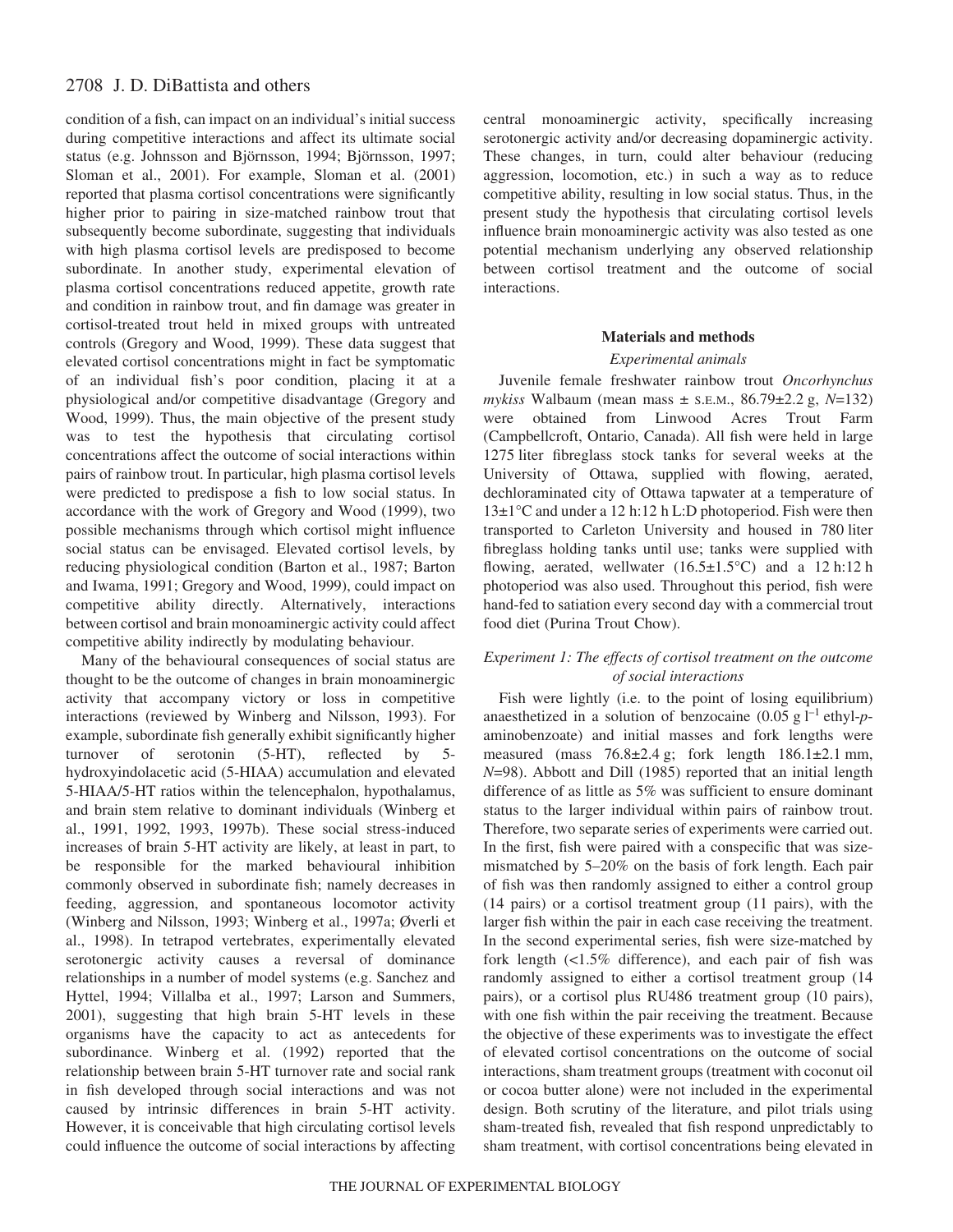condition of a fish, can impact on an individual's initial success during competitive interactions and affect its ultimate social status (e.g. Johnsson and Björnsson, 1994; Björnsson, 1997; Sloman et al., 2001). For example, Sloman et al. (2001) reported that plasma cortisol concentrations were significantly higher prior to pairing in size-matched rainbow trout that subsequently become subordinate, suggesting that individuals with high plasma cortisol levels are predisposed to become subordinate. In another study, experimental elevation of plasma cortisol concentrations reduced appetite, growth rate and condition in rainbow trout, and fin damage was greater in cortisol-treated trout held in mixed groups with untreated controls (Gregory and Wood, 1999). These data suggest that elevated cortisol concentrations might in fact be symptomatic of an individual fish's poor condition, placing it at a physiological and/or competitive disadvantage (Gregory and Wood, 1999). Thus, the main objective of the present study was to test the hypothesis that circulating cortisol concentrations affect the outcome of social interactions within pairs of rainbow trout. In particular, high plasma cortisol levels were predicted to predispose a fish to low social status. In accordance with the work of Gregory and Wood (1999), two possible mechanisms through which cortisol might influence social status can be envisaged. Elevated cortisol levels, by reducing physiological condition (Barton et al., 1987; Barton and Iwama, 1991; Gregory and Wood, 1999), could impact on competitive ability directly. Alternatively, interactions between cortisol and brain monoaminergic activity could affect competitive ability indirectly by modulating behaviour.

Many of the behavioural consequences of social status are thought to be the outcome of changes in brain monoaminergic activity that accompany victory or loss in competitive interactions (reviewed by Winberg and Nilsson, 1993). For example, subordinate fish generally exhibit significantly higher turnover of serotonin (5-HT), reflected by 5-hydroxyindolacetic acid (5-HIAA) accumulation and elevated 5-HIAA/5-HT ratios within the telencephalon, hypothalamus, and brain stem relative to dominant individuals (Winberg et al., 1991, 1992, 1993, 1997b). These social stress-induced increases of brain 5-HT activity are likely, at least in part, to be responsible for the marked behavioural inhibition commonly observed in subordinate fish; namely decreases in feeding, aggression, and spontaneous locomotor activity (Winberg and Nilsson, 1993; Winberg et al., 1997a; Øverli et al., 1998). In tetrapod vertebrates, experimentally elevated serotonergic activity causes a reversal of dominance relationships in a number of model systems (e.g. Sanchez and Hyttel, 1994; Villalba et al., 1997; Larson and Summers, 2001), suggesting that high brain 5-HT levels in these organisms have the capacity to act as antecedents for subordinance. Winberg et al. (1992) reported that the relationship between brain 5-HT turnover rate and social rank in fish developed through social interactions and was not caused by intrinsic differences in brain 5-HT activity. However, it is conceivable that high circulating cortisol levels could influence the outcome of social interactions by affecting central monoaminergic activity, specifically increasing serotonergic activity and/or decreasing dopaminergic activity. These changes, in turn, could alter behaviour (reducing aggression, locomotion, etc.) in such a way as to reduce competitive ability, resulting in low social status. Thus, in the present study the hypothesis that circulating cortisol levels influence brain monoaminergic activity was also tested as one potential mechanism underlying any observed relationship between cortisol treatment and the outcome of social interactions.

## Materials and methods

### *Experimental animals*

Juvenile female freshwater rainbow trout *Oncorhynchus mykiss* Walbaum (mean mass ± S.E.M., 86.79±2.2 g, $N$=132) were obtained from Linwood Acres Trout Farm (Campbellcroft, Ontario, Canada). All fish were held in large 1275 liter fibreglass stock tanks for several weeks at the University of Ottawa, supplied with flowing, aerated, dechloraminated city of Ottawa tapwater at a temperature of 13±1°C and under a 12 h:12 h L:D photoperiod. Fish were then transported to Carleton University and housed in 780 liter fibreglass holding tanks until use; tanks were supplied with flowing, aerated, wellwater (16.5±1.5°C) and a 12 h:12 h photoperiod was also used. Throughout this period, fish were hand-fed to satiation every second day with a commercial trout food diet (Purina Trout Chow).

### *Experiment 1: The effects of cortisol treatment on the outcome of social interactions*

Fish were lightly (i.e. to the point of losing equilibrium) anaesthetized in a solution of benzocaine (0.05 g $l^{-1}$ ethyl-*p*-aminobenzoate) and initial masses and fork lengths were measured (mass 76.8±2.4 g; fork length 186.1±2.1 mm, $N$=98). Abbott and Dill (1985) reported that an initial length difference of as little as 5% was sufficient to ensure dominant status to the larger individual within pairs of rainbow trout. Therefore, two separate series of experiments were carried out. In the first, fish were paired with a conspecific that was size-mismatched by 5–20% on the basis of fork length. Each pair of fish was then randomly assigned to either a control group (14 pairs) or a cortisol treatment group (11 pairs), with the larger fish within the pair in each case receiving the treatment. In the second experimental series, fish were size-matched by fork length (<1.5% difference), and each pair of fish was randomly assigned to either a cortisol treatment group (14 pairs), or a cortisol plus RU486 treatment group (10 pairs), with one fish within the pair receiving the treatment. Because the objective of these experiments was to investigate the effect of elevated cortisol concentrations on the outcome of social interactions, sham treatment groups (treatment with coconut oil or cocoa butter alone) were not included in the experimental design. Both scrutiny of the literature, and pilot trials using sham-treated fish, revealed that fish respond unpredictably to sham treatment, with cortisol concentrations being elevated in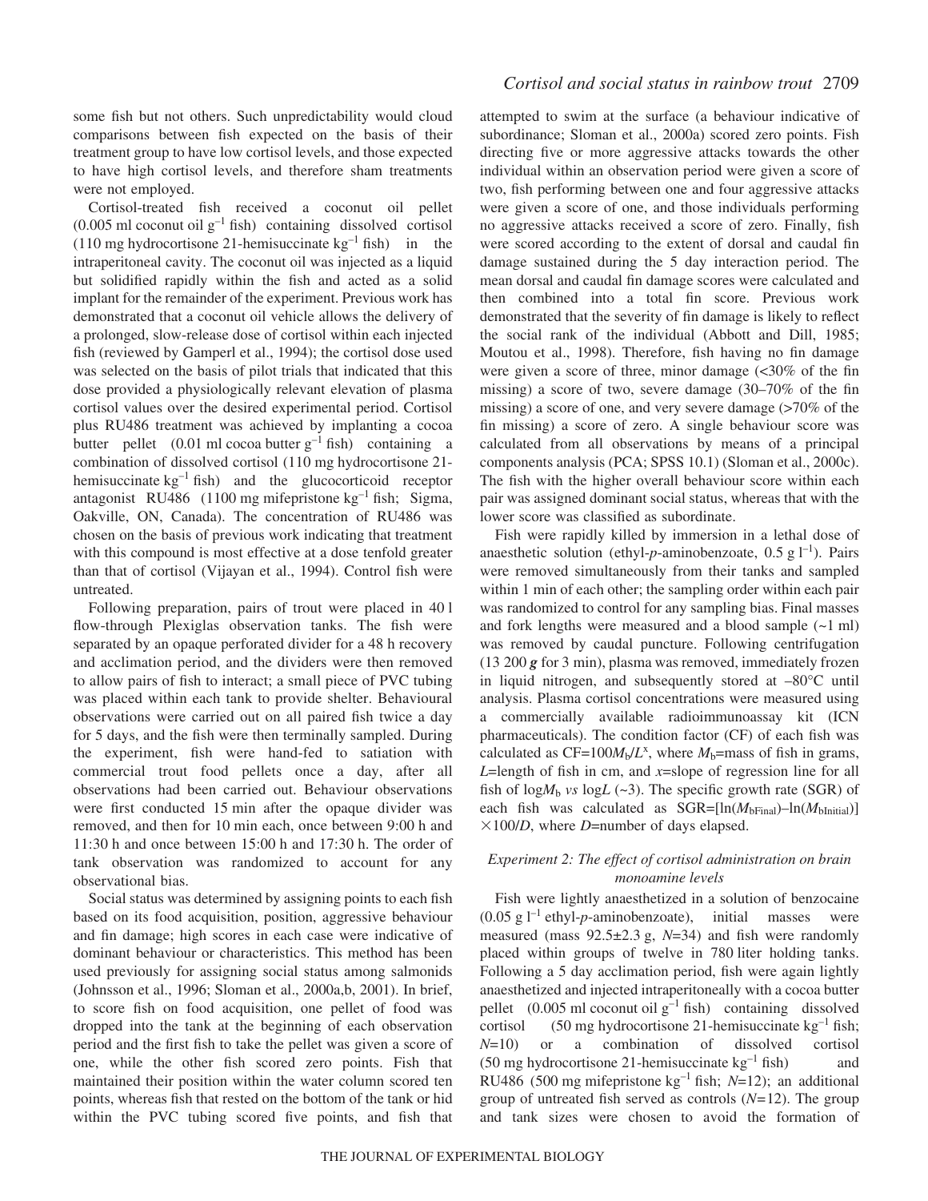some fish but not others. Such unpredictability would cloud comparisons between fish expected on the basis of their treatment group to have low cortisol levels, and those expected to have high cortisol levels, and therefore sham treatments were not employed.

Cortisol-treated fish received a coconut oil pellet (0.005 ml coconut oil $g^{-1}$ fish) containing dissolved cortisol (110 mg hydrocortisone 21-hemisuccinate $kg^{-1}$ fish) in the intraperitoneal cavity. The coconut oil was injected as a liquid but solidified rapidly within the fish and acted as a solid implant for the remainder of the experiment. Previous work has demonstrated that a coconut oil vehicle allows the delivery of a prolonged, slow-release dose of cortisol within each injected fish (reviewed by Gamperl et al., 1994); the cortisol dose used was selected on the basis of pilot trials that indicated that this dose provided a physiologically relevant elevation of plasma cortisol values over the desired experimental period. Cortisol plus RU486 treatment was achieved by implanting a cocoa butter pellet (0.01 ml cocoa butter $g^{-1}$ fish) containing a combination of dissolved cortisol (110 mg hydrocortisone 21-hemisuccinate $kg^{-1}$ fish) and the glucocorticoid receptor antagonist RU486 (1100 mg mifepristone $kg^{-1}$ fish; Sigma, Oakville, ON, Canada). The concentration of RU486 was chosen on the basis of previous work indicating that treatment with this compound is most effective at a dose tenfold greater than that of cortisol (Vijayan et al., 1994). Control fish were untreated.

Following preparation, pairs of trout were placed in 40 l flow-through Plexiglas observation tanks. The fish were separated by an opaque perforated divider for a 48 h recovery and acclimation period, and the dividers were then removed to allow pairs of fish to interact; a small piece of PVC tubing was placed within each tank to provide shelter. Behavioural observations were carried out on all paired fish twice a day for 5 days, and the fish were then terminally sampled. During the experiment, fish were hand-fed to satiation with commercial trout food pellets once a day, after all observations had been carried out. Behaviour observations were first conducted 15 min after the opaque divider was removed, and then for 10 min each, once between 9:00 h and 11:30 h and once between 15:00 h and 17:30 h. The order of tank observation was randomized to account for any observational bias.

Social status was determined by assigning points to each fish based on its food acquisition, position, aggressive behaviour and fin damage; high scores in each case were indicative of dominant behaviour or characteristics. This method has been used previously for assigning social status among salmonids (Johnsson et al., 1996; Sloman et al., 2000a,b, 2001). In brief, to score fish on food acquisition, one pellet of food was dropped into the tank at the beginning of each observation period and the first fish to take the pellet was given a score of one, while the other fish scored zero points. Fish that maintained their position within the water column scored ten points, whereas fish that rested on the bottom of the tank or hid within the PVC tubing scored five points, and fish that attempted to swim at the surface (a behaviour indicative of subordinance; Sloman et al., 2000a) scored zero points. Fish directing five or more aggressive attacks towards the other individual within an observation period were given a score of two, fish performing between one and four aggressive attacks were given a score of one, and those individuals performing no aggressive attacks received a score of zero. Finally, fish were scored according to the extent of dorsal and caudal fin damage sustained during the 5 day interaction period. The mean dorsal and caudal fin damage scores were calculated and then combined into a total fin score. Previous work demonstrated that the severity of fin damage is likely to reflect the social rank of the individual (Abbott and Dill, 1985; Moutou et al., 1998). Therefore, fish having no fin damage were given a score of three, minor damage (<30% of the fin missing) a score of two, severe damage (30–70% of the fin missing) a score of one, and very severe damage (>70% of the fin missing) a score of zero. A single behaviour score was calculated from all observations by means of a principal components analysis (PCA; SPSS 10.1) (Sloman et al., 2000c). The fish with the higher overall behaviour score within each pair was assigned dominant social status, whereas that with the lower score was classified as subordinate.

Fish were rapidly killed by immersion in a lethal dose of anaesthetic solution (ethyl-*p*-aminobenzoate, 0.5 g $l^{-1}$). Pairs were removed simultaneously from their tanks and sampled within 1 min of each other; the sampling order within each pair was randomized to control for any sampling bias. Final masses and fork lengths were measured and a blood sample (~1 ml) was removed by caudal puncture. Following centrifugation (13 200 ***g*** for 3 min), plasma was removed, immediately frozen in liquid nitrogen, and subsequently stored at –80°C until analysis. Plasma cortisol concentrations were measured using a commercially available radioimmunoassay kit (ICN pharmaceuticals). The condition factor (CF) of each fish was calculated as $CF=100M_b/L^x$, where $M_b$=mass of fish in grams, $L$=length of fish in cm, and $x$=slope of regression line for all fish of $\log M_b$ *vs* $\log L$ (~3). The specific growth rate (SGR) of each fish was calculated as $SGR=[\ln(M_{bFinal})-\ln(M_{bInitial})]\times 100/D$, where $D$=number of days elapsed.

### *Experiment 2: The effect of cortisol administration on brain monoamine levels*

Fish were lightly anaesthetized in a solution of benzocaine (0.05 g $l^{-1}$ ethyl-*p*-aminobenzoate), initial masses were measured (mass 92.5±2.3 g, *N*=34) and fish were randomly placed within groups of twelve in 780 liter holding tanks. Following a 5 day acclimation period, fish were again lightly anaesthetized and injected intraperitoneally with a cocoa butter pellet (0.005 ml coconut oil $g^{-1}$ fish) containing dissolved cortisol (50 mg hydrocortisone 21-hemisuccinate $kg^{-1}$ fish; *N*=10) or a combination of dissolved cortisol (50 mg hydrocortisone 21-hemisuccinate $kg^{-1}$ fish) and RU486 (500 mg mifepristone $kg^{-1}$ fish; *N*=12); an additional group of untreated fish served as controls (*N*=12). The group and tank sizes were chosen to avoid the formation of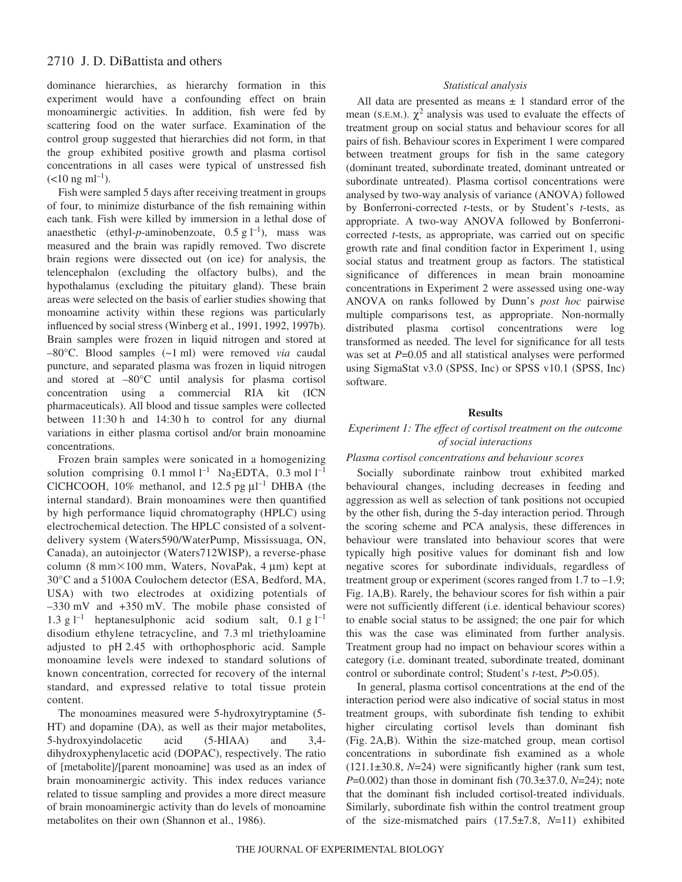dominance hierarchies, as hierarchy formation in this experiment would have a confounding effect on brain monoaminergic activities. In addition, fish were fed by scattering food on the water surface. Examination of the control group suggested that hierarchies did not form, in that the group exhibited positive growth and plasma cortisol concentrations in all cases were typical of unstressed fish ($<10\ ng\ ml^{-1}$).

Fish were sampled 5 days after receiving treatment in groups of four, to minimize disturbance of the fish remaining within each tank. Fish were killed by immersion in a lethal dose of anaesthetic (ethyl-*p*-aminobenzoate, $0.5\ g\ l^{-1}$), mass was measured and the brain was rapidly removed. Two discrete brain regions were dissected out (on ice) for analysis, the telencephalon (excluding the olfactory bulbs), and the hypothalamus (excluding the pituitary gland). These brain areas were selected on the basis of earlier studies showing that monoamine activity within these regions was particularly influenced by social stress (Winberg et al., 1991, 1992, 1997b). Brain samples were frozen in liquid nitrogen and stored at –80°C. Blood samples (~1 ml) were removed *via* caudal puncture, and separated plasma was frozen in liquid nitrogen and stored at –80°C until analysis for plasma cortisol concentration using a commercial RIA kit (ICN pharmaceuticals). All blood and tissue samples were collected between 11:30 h and 14:30 h to control for any diurnal variations in either plasma cortisol and/or brain monoamine concentrations.

Frozen brain samples were sonicated in a homogenizing solution comprising $0.1\ mmol\ l^{-1}$ $Na_2EDTA$, $0.3\ mol\ l^{-1}$ ClCHCOOH, 10% methanol, and $12.5\ pg\ \mu l^{-1}$ DHBA (the internal standard). Brain monoamines were then quantified by high performance liquid chromatography (HPLC) using electrochemical detection. The HPLC consisted of a solvent-delivery system (Waters590/WaterPump, Mississuaga, ON, Canada), an autoinjector (Waters712WISP), a reverse-phase column (8 mm×100 mm, Waters, NovaPak, 4 µm) kept at 30°C and a 5100A Coulochem detector (ESA, Bedford, MA, USA) with two electrodes at oxidizing potentials of –330 mV and +350 mV. The mobile phase consisted of $1.3\ g\ l^{-1}$ heptanesulphonic acid sodium salt, $0.1\ g\ l^{-1}$ disodium ethylene tetracycline, and 7.3 ml triethyloamine adjusted to pH 2.45 with orthophosphoric acid. Sample monoamine levels were indexed to standard solutions of known concentration, corrected for recovery of the internal standard, and expressed relative to total tissue protein content.

The monoamines measured were 5-hydroxytryptamine (5-HT) and dopamine (DA), as well as their major metabolites, 5-hydroxyindolacetic acid (5-HIAA) and 3,4-dihydroxyphenylacetic acid (DOPAC), respectively. The ratio of [metabolite]/[parent monoamine] was used as an index of brain monoaminergic activity. This index reduces variance related to tissue sampling and provides a more direct measure of brain monoaminergic activity than do levels of monoamine metabolites on their own (Shannon et al., 1986).

### *Statistical analysis*

All data are presented as means ± 1 standard error of the mean (S.E.M.). $\chi^2$ analysis was used to evaluate the effects of treatment group on social status and behaviour scores for all pairs of fish. Behaviour scores in Experiment 1 were compared between treatment groups for fish in the same category (dominant treated, subordinate treated, dominant untreated or subordinate untreated). Plasma cortisol concentrations were analysed by two-way analysis of variance (ANOVA) followed by Bonferroni-corrected *t*-tests, or by Student's *t*-tests, as appropriate. A two-way ANOVA followed by Bonferroni-corrected *t*-tests, as appropriate, was carried out on specific growth rate and final condition factor in Experiment 1, using social status and treatment group as factors. The statistical significance of differences in mean brain monoamine concentrations in Experiment 2 were assessed using one-way ANOVA on ranks followed by Dunn's *post hoc* pairwise multiple comparisons test, as appropriate. Non-normally distributed plasma cortisol concentrations were log transformed as needed. The level for significance for all tests was set at $P=0.05$ and all statistical analyses were performed using SigmaStat v3.0 (SPSS, Inc) or SPSS v10.1 (SPSS, Inc) software.

## Results

### *Experiment 1: The effect of cortisol treatment on the outcome of social interactions*

#### *Plasma cortisol concentrations and behaviour scores*

Socially subordinate rainbow trout exhibited marked behavioural changes, including decreases in feeding and aggression as well as selection of tank positions not occupied by the other fish, during the 5-day interaction period. Through the scoring scheme and PCA analysis, these differences in behaviour were translated into behaviour scores that were typically high positive values for dominant fish and low negative scores for subordinate individuals, regardless of treatment group or experiment (scores ranged from 1.7 to –1.9; Fig. 1A,B). Rarely, the behaviour scores for fish within a pair were not sufficiently different (i.e. identical behaviour scores) to enable social status to be assigned; the one pair for which this was the case was eliminated from further analysis. Treatment group had no impact on behaviour scores within a category (i.e. dominant treated, subordinate treated, dominant control or subordinate control; Student's *t*-test, $P>0.05$).

In general, plasma cortisol concentrations at the end of the interaction period were also indicative of social status in most treatment groups, with subordinate fish tending to exhibit higher circulating cortisol levels than dominant fish (Fig. 2A,B). Within the size-matched group, mean cortisol concentrations in subordinate fish examined as a whole (121.1±30.8, $N=24$) were significantly higher (rank sum test, $P=0.002$) than those in dominant fish (70.3±37.0, $N=24$); note that the dominant fish included cortisol-treated individuals. Similarly, subordinate fish within the control treatment group of the size-mismatched pairs (17.5±7.8, $N=11$) exhibited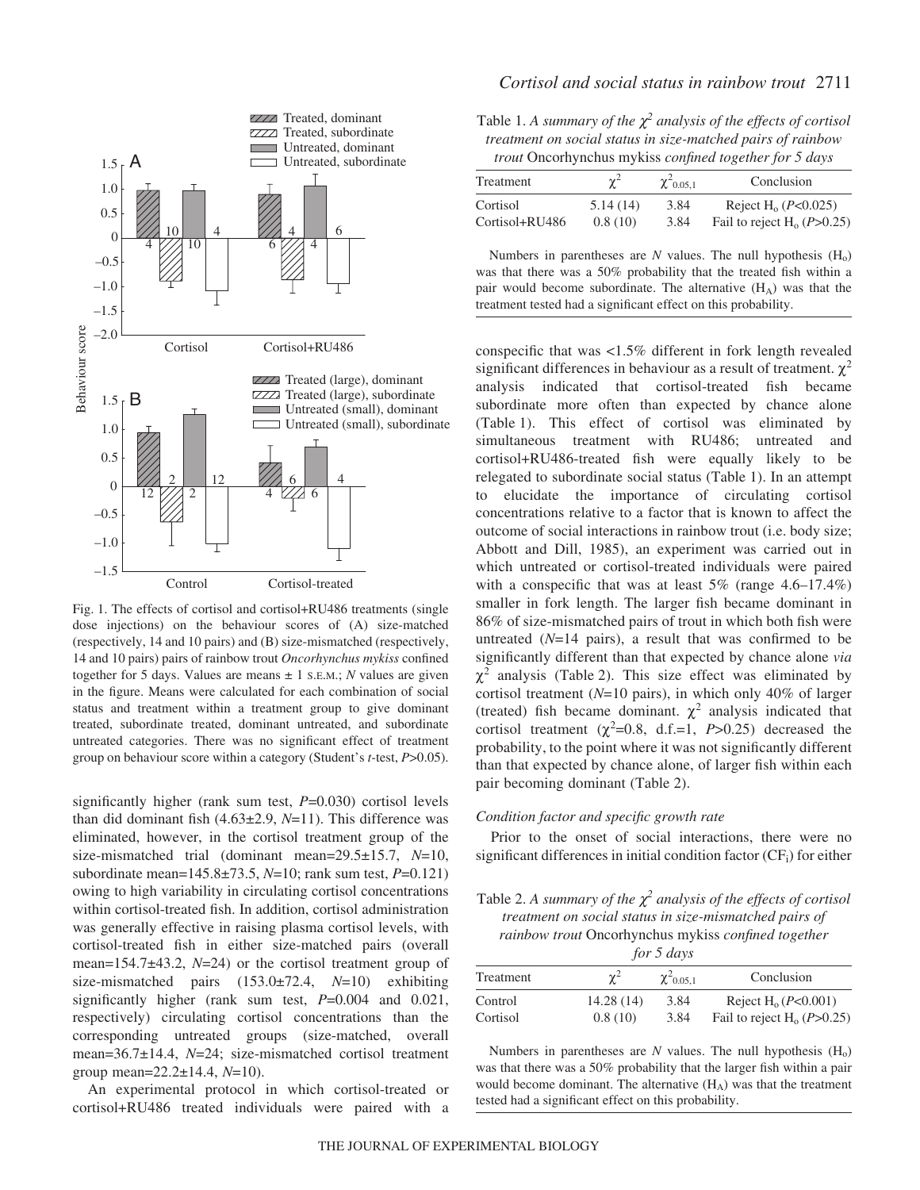Fig. 1. The effects of cortisol and cortisol+RU486 treatments (single dose injections) on the behaviour scores of (A) size-matched (respectively, 14 and 10 pairs) and (B) size-mismatched (respectively, 14 and 10 pairs) pairs of rainbow trout *Oncorhynchus mykiss* confined together for 5 days. Values are means ± 1 S.E.M.; *N* values are given in the figure. Means were calculated for each combination of social status and treatment within a treatment group to give dominant treated, subordinate treated, dominant untreated, and subordinate untreated categories. There was no significant effect of treatment group on behaviour score within a category (Student's *t*-test, $P>0.05$).

significantly higher (rank sum test, $P=0.030$) cortisol levels than did dominant fish (4.63±2.9, $N=11$). This difference was eliminated, however, in the cortisol treatment group of the size-mismatched trial (dominant mean=29.5±15.7, $N=10$, subordinate mean=145.8±73.5, $N=10$; rank sum test, $P=0.121$) owing to high variability in circulating cortisol concentrations within cortisol-treated fish. In addition, cortisol administration was generally effective in raising plasma cortisol levels, with cortisol-treated fish in either size-matched pairs (overall mean=154.7±43.2, $N=24$) or the cortisol treatment group of size-mismatched pairs (153.0±72.4, $N=10$) exhibiting significantly higher (rank sum test, $P=0.004$ and 0.021, respectively) circulating cortisol concentrations than the corresponding untreated groups (size-matched, overall mean=36.7±14.4, $N=24$; size-mismatched cortisol treatment group mean=22.2±14.4, $N=10$).

An experimental protocol in which cortisol-treated or cortisol+RU486 treated individuals were paired with a conspecific that was <1.5% different in fork length revealed significant differences in behaviour as a result of treatment. $\chi^2$ analysis indicated that cortisol-treated fish became subordinate more often than expected by chance alone (Table 1). This effect of cortisol was eliminated by simultaneous treatment with RU486; untreated and cortisol+RU486-treated fish were equally likely to be relegated to subordinate social status (Table 1). In an attempt to elucidate the importance of circulating cortisol concentrations relative to a factor that is known to affect the outcome of social interactions in rainbow trout (i.e. body size; Abbott and Dill, 1985), an experiment was carried out in which untreated or cortisol-treated individuals were paired with a conspecific that was at least 5% (range 4.6–17.4%) smaller in fork length. The larger fish became dominant in 86% of size-mismatched pairs of trout in which both fish were untreated ($N=14$ pairs), a result that was confirmed to be significantly different than that expected by chance alone *via* $\chi^2$ analysis (Table 2). This size effect was eliminated by cortisol treatment ($N=10$ pairs), in which only 40% of larger (treated) fish became dominant. $\chi^2$ analysis indicated that cortisol treatment ($\chi^2=0.8$, d.f.=1, $P>0.25$) decreased the probability, to the point where it was not significantly different than that expected by chance alone, of larger fish within each pair becoming dominant (Table 2).

Table 1. *A summary of the $\chi^2$ analysis of the effects of cortisol treatment on social status in size-matched pairs of rainbow trout* Oncorhynchus mykiss *confined together for 5 days*

| Treatment | $\chi^2$ | $\chi^2_{0.05,1}$ | Conclusion |
|---|---|---|---|
| Cortisol | 5.14 (14) | 3.84 | Reject $H_o$ ($P<0.025$) |
| Cortisol+RU486 | 0.8 (10) | 3.84 | Fail to reject $H_o$ ($P>0.25$) |

Numbers in parentheses are *N* values. The null hypothesis ($H_o$) was that there was a 50% probability that the treated fish within a pair would become subordinate. The alternative ($H_A$) was that the treatment tested had a significant effect on this probability.

### Condition factor and specific growth rate

Prior to the onset of social interactions, there were no significant differences in initial condition factor ($CF_i$) for either

Table 2. *A summary of the $\chi^2$ analysis of the effects of cortisol treatment on social status in size-mismatched pairs of rainbow trout* Oncorhynchus mykiss *confined together for 5 days*

| Treatment | $\chi^2$ | $\chi^2_{0.05,1}$ | Conclusion |
|---|---|---|---|
| Control | 14.28 (14) | 3.84 | Reject $H_o$ ($P<0.001$) |
| Cortisol | 0.8 (10) | 3.84 | Fail to reject $H_o$ ($P>0.25$) |

Numbers in parentheses are *N* values. The null hypothesis ($H_o$) was that there was a 50% probability that the larger fish within a pair would become dominant. The alternative ($H_A$) was that the treatment tested had a significant effect on this probability.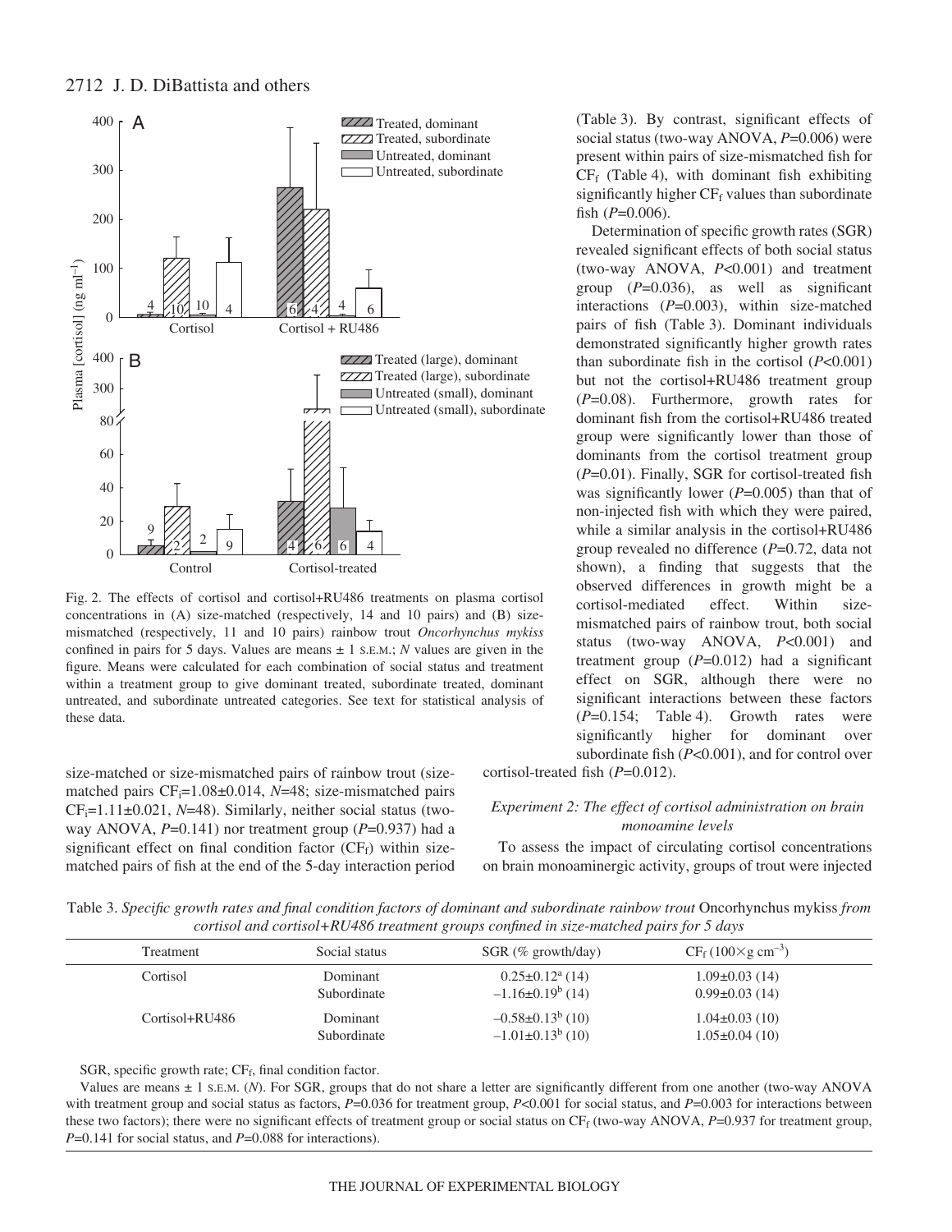Fig. 2. The effects of cortisol and cortisol+RU486 treatments on plasma cortisol concentrations in (A) size-matched (respectively, 14 and 10 pairs) and (B) size-mismatched (respectively, 11 and 10 pairs) rainbow trout *Oncorhynchus mykiss* confined in pairs for 5 days. Values are means ± 1 S.E.M.; *N* values are given in the figure. Means were calculated for each combination of social status and treatment within a treatment group to give dominant treated, subordinate treated, dominant untreated, and subordinate untreated categories. See text for statistical analysis of these data.

size-matched or size-mismatched pairs of rainbow trout (size-matched pairs $CF_i$=1.08±0.014, *N*=48; size-mismatched pairs $CF_i$=1.11±0.021, *N*=48). Similarly, neither social status (two-way ANOVA, *P*=0.141) nor treatment group (*P*=0.937) had a significant effect on final condition factor ($CF_f$) within size-matched pairs of fish at the end of the 5-day interaction period (Table 3). By contrast, significant effects of social status (two-way ANOVA, *P*=0.006) were present within pairs of size-mismatched fish for $CF_f$ (Table 4), with dominant fish exhibiting significantly higher $CF_f$ values than subordinate fish (*P*=0.006).

Determination of specific growth rates (SGR) revealed significant effects of both social status (two-way ANOVA, *P*<0.001) and treatment group (*P*=0.036), as well as significant interactions (*P*=0.003), within size-matched pairs of fish (Table 3). Dominant individuals demonstrated significantly higher growth rates than subordinate fish in the cortisol (*P*<0.001) but not the cortisol+RU486 treatment group (*P*=0.08). Furthermore, growth rates for dominant fish from the cortisol+RU486 treated group were significantly lower than those of dominants from the cortisol treatment group (*P*=0.01). Finally, SGR for cortisol-treated fish was significantly lower (*P*=0.005) than that of non-injected fish with which they were paired, while a similar analysis in the cortisol+RU486 group revealed no difference (*P*=0.72, data not shown), a finding that suggests that the observed differences in growth might be a cortisol-mediated effect. Within size-mismatched pairs of rainbow trout, both social status (two-way ANOVA, *P*<0.001) and treatment group (*P*=0.012) had a significant effect on SGR, although there were no significant interactions between these factors (*P*=0.154; Table 4). Growth rates were significantly higher for dominant over subordinate fish (*P*<0.001), and for control over cortisol-treated fish (*P*=0.012).

### *Experiment 2: The effect of cortisol administration on brain monoamine levels*

To assess the impact of circulating cortisol concentrations on brain monoaminergic activity, groups of trout were injected

Table 3. *Specific growth rates and final condition factors of dominant and subordinate rainbow trout* Oncorhynchus mykiss *from cortisol and cortisol+RU486 treatment groups confined in size-matched pairs for 5 days*

| Treatment | Social status | SGR (% growth/day) | $CF_f$ ($100\times$g cm$^{-3}$) |
|---|---|---|---|
| Cortisol | Dominant | 0.25±0.12$^a$ (14) | 1.09±0.03 (14) |
| | Subordinate | −1.16±0.19$^b$ (14) | 0.99±0.03 (14) |
| Cortisol+RU486 | Dominant | −0.58±0.13$^b$ (10) | 1.04±0.03 (10) |
| | Subordinate | −1.01±0.13$^b$ (10) | 1.05±0.04 (10) |

SGR, specific growth rate; $CF_f$, final condition factor.

Values are means ± 1 S.E.M. (*N*). For SGR, groups that do not share a letter are significantly different from one another (two-way ANOVA with treatment group and social status as factors, *P*=0.036 for treatment group, *P*<0.001 for social status, and *P*=0.003 for interactions between these two factors); there were no significant effects of treatment group or social status on $CF_f$ (two-way ANOVA, *P*=0.937 for treatment group, *P*=0.141 for social status, and *P*=0.088 for interactions).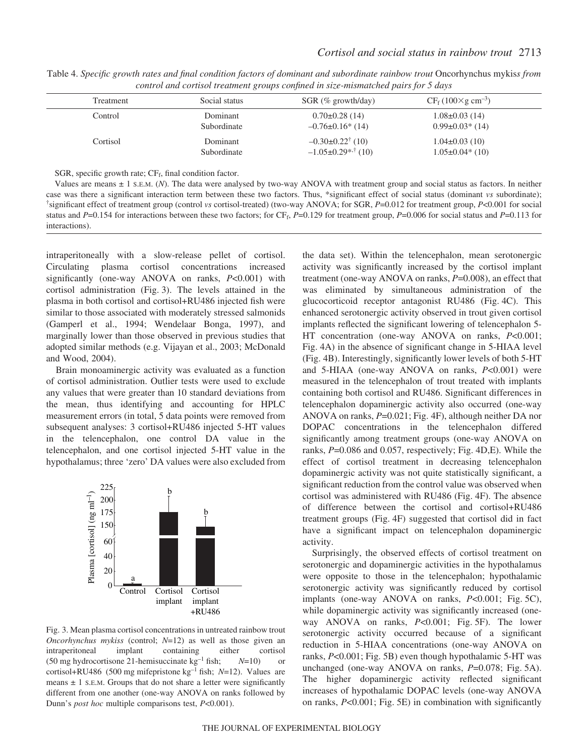Table 4. *Specific growth rates and final condition factors of dominant and subordinate rainbow trout* Oncorhynchus mykiss *from control and cortisol treatment groups confined in size-mismatched pairs for 5 days*

| Treatment | Social status | SGR (% growth/day) | $CF_f$ ($100\times$g cm$^{-3}$) |
|---|---|---|---|
| Control | Dominant | 0.70±0.28 (14) | 1.08±0.03 (14) |
| | Subordinate | –0.76±0.16* (14) | 0.99±0.03* (14) |
| Cortisol | Dominant | –0.30±0.22† (10) | 1.04±0.03 (10) |
| | Subordinate | –1.05±0.29*,† (10) | 1.05±0.04* (10) |

SGR, specific growth rate; $CF_f$, final condition factor.

Values are means ± 1 S.E.M. (*N*). The data were analysed by two-way ANOVA with treatment group and social status as factors. In neither case was there a significant interaction term between these two factors. Thus, *significant effect of social status (dominant *vs* subordinate); †significant effect of treatment group (control *vs* cortisol-treated) (two-way ANOVA; for SGR, $P$=0.012 for treatment group, $P$<0.001 for social status and $P$=0.154 for interactions between these two factors; for $CF_f$, $P$=0.129 for treatment group, $P$=0.006 for social status and $P$=0.113 for interactions).

intraperitoneally with a slow-release pellet of cortisol. Circulating plasma cortisol concentrations increased significantly (one-way ANOVA on ranks, $P$<0.001) with cortisol administration (Fig. 3). The levels attained in the plasma in both cortisol and cortisol+RU486 injected fish were similar to those associated with moderately stressed salmonids (Gamperl et al., 1994; Wendelaar Bonga, 1997), and marginally lower than those observed in previous studies that adopted similar methods (e.g. Vijayan et al., 2003; McDonald and Wood, 2004).

Brain monoaminergic activity was evaluated as a function of cortisol administration. Outlier tests were used to exclude any values that were greater than 10 standard deviations from the mean, thus identifying and accounting for HPLC measurement errors (in total, 5 data points were removed from subsequent analyses: 3 cortisol+RU486 injected 5-HT values in the telencephalon, one control DA value in the telencephalon, and one cortisol injected 5-HT value in the hypothalamus; three 'zero' DA values were also excluded from the data set). Within the telencephalon, mean serotonergic activity was significantly increased by the cortisol implant treatment (one-way ANOVA on ranks, $P$=0.008), an effect that was eliminated by simultaneous administration of the glucocorticoid receptor antagonist RU486 (Fig. 4C). This enhanced serotonergic activity observed in trout given cortisol implants reflected the significant lowering of telencephalon 5-HT concentration (one-way ANOVA on ranks, $P$<0.001; Fig. 4A) in the absence of significant change in 5-HIAA level (Fig. 4B). Interestingly, significantly lower levels of both 5-HT and 5-HIAA (one-way ANOVA on ranks, $P$<0.001) were measured in the telencephalon of trout treated with implants containing both cortisol and RU486. Significant differences in telencephalon dopaminergic activity also occurred (one-way ANOVA on ranks, $P$=0.021; Fig. 4F), although neither DA nor DOPAC concentrations in the telencephalon differed significantly among treatment groups (one-way ANOVA on ranks, $P$=0.086 and 0.057, respectively; Fig. 4D,E). While the effect of cortisol treatment in decreasing telencephalon dopaminergic activity was not quite statistically significant, a significant reduction from the control value was observed when cortisol was administered with RU486 (Fig. 4F). The absence of difference between the cortisol and cortisol+RU486 treatment groups (Fig. 4F) suggested that cortisol did in fact have a significant impact on telencephalon dopaminergic activity.

Fig. 3. Mean plasma cortisol concentrations in untreated rainbow trout *Oncorhynchus mykiss* (control; $N$=12) as well as those given an intraperitoneal implant containing either cortisol (50 mg hydrocortisone 21-hemisuccinate kg$^{-1}$ fish; $N$=10) or cortisol+RU486 (500 mg mifepristone kg$^{-1}$ fish; $N$=12). Values are means ± 1 S.E.M. Groups that do not share a letter were significantly different from one another (one-way ANOVA on ranks followed by Dunn's *post hoc* multiple comparisons test, $P$<0.001).

Surprisingly, the observed effects of cortisol treatment on serotonergic and dopaminergic activities in the hypothalamus were opposite to those in the telencephalon; hypothalamic serotonergic activity was significantly reduced by cortisol implants (one-way ANOVA on ranks, $P$<0.001; Fig. 5C), while dopaminergic activity was significantly increased (one-way ANOVA on ranks, $P$<0.001; Fig. 5F). The lower serotonergic activity occurred because of a significant reduction in 5-HIAA concentrations (one-way ANOVA on ranks, $P$<0.001; Fig. 5B) even though hypothalamic 5-HT was unchanged (one-way ANOVA on ranks, $P$=0.078; Fig. 5A). The higher dopaminergic activity reflected significant increases of hypothalamic DOPAC levels (one-way ANOVA on ranks, $P$<0.001; Fig. 5E) in combination with significantly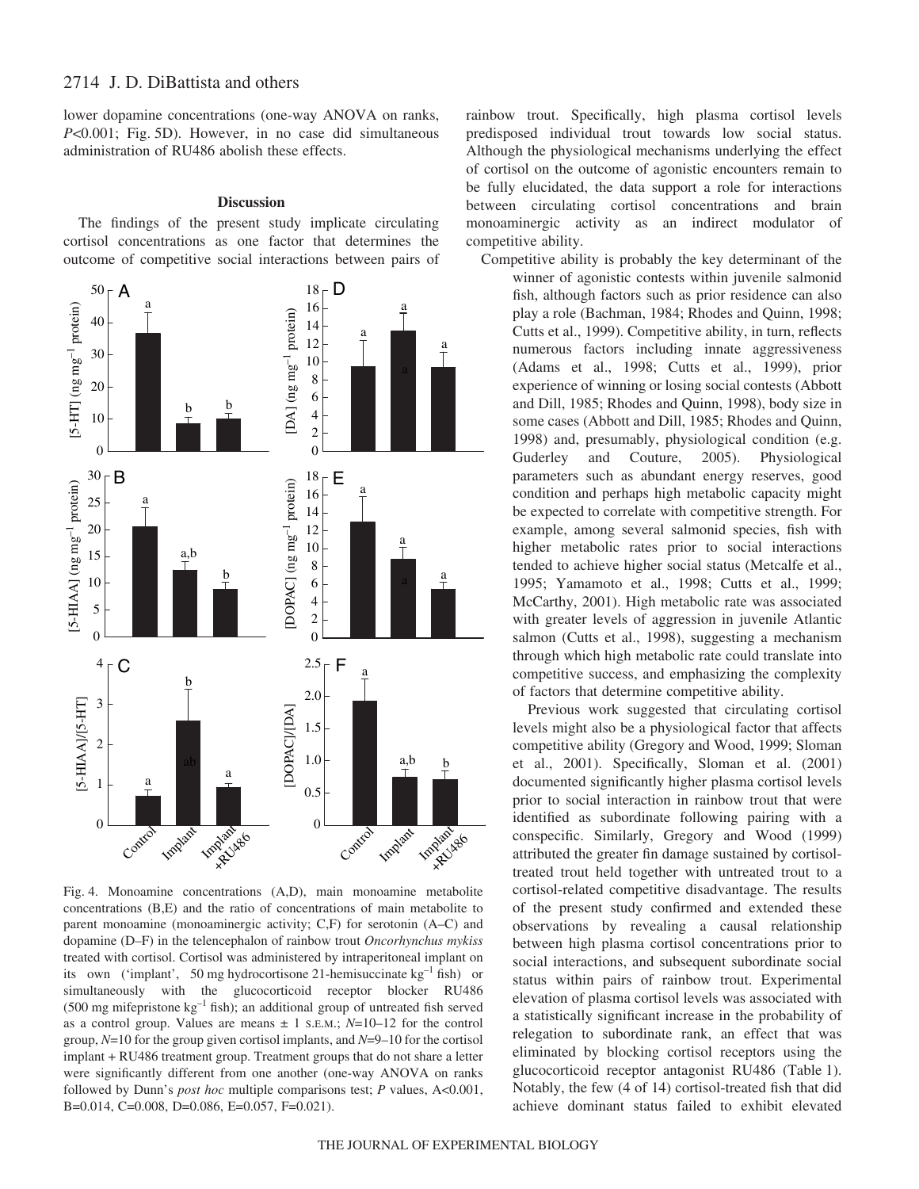lower dopamine concentrations (one-way ANOVA on ranks, $P<0.001$; Fig. 5D). However, in no case did simultaneous administration of RU486 abolish these effects.

## Discussion

The findings of the present study implicate circulating cortisol concentrations as one factor that determines the outcome of competitive social interactions between pairs of rainbow trout. Specifically, high plasma cortisol levels predisposed individual trout towards low social status. Although the physiological mechanisms underlying the effect of cortisol on the outcome of agonistic encounters remain to be fully elucidated, the data support a role for interactions between circulating cortisol concentrations and brain monoaminergic activity as an indirect modulator of competitive ability.

Competitive ability is probably the key determinant of the winner of agonistic contests within juvenile salmonid fish, although factors such as prior residence can also play a role (Bachman, 1984; Rhodes and Quinn, 1998; Cutts et al., 1999). Competitive ability, in turn, reflects numerous factors including innate aggressiveness (Adams et al., 1998; Cutts et al., 1999), prior experience of winning or losing social contests (Abbott and Dill, 1985; Rhodes and Quinn, 1998), body size in some cases (Abbott and Dill, 1985; Rhodes and Quinn, 1998) and, presumably, physiological condition (e.g. Guderley and Couture, 2005). Physiological parameters such as abundant energy reserves, good condition and perhaps high metabolic capacity might be expected to correlate with competitive strength. For example, among several salmonid species, fish with higher metabolic rates prior to social interactions tended to achieve higher social status (Metcalfe et al., 1995; Yamamoto et al., 1998; Cutts et al., 1999; McCarthy, 2001). High metabolic rate was associated with greater levels of aggression in juvenile Atlantic salmon (Cutts et al., 1998), suggesting a mechanism through which high metabolic rate could translate into competitive success, and emphasizing the complexity of factors that determine competitive ability.

Previous work suggested that circulating cortisol levels might also be a physiological factor that affects competitive ability (Gregory and Wood, 1999; Sloman et al., 2001). Specifically, Sloman et al. (2001) documented significantly higher plasma cortisol levels prior to social interaction in rainbow trout that were identified as subordinate following pairing with a conspecific. Similarly, Gregory and Wood (1999) attributed the greater fin damage sustained by cortisol-treated trout held together with untreated trout to a cortisol-related competitive disadvantage. The results of the present study confirmed and extended these observations by revealing a causal relationship between high plasma cortisol concentrations prior to social interactions, and subsequent subordinate social status within pairs of rainbow trout. Experimental elevation of plasma cortisol levels was associated with a statistically significant increase in the probability of relegation to subordinate rank, an effect that was eliminated by blocking cortisol receptors using the glucocorticoid receptor antagonist RU486 (Table 1). Notably, the few (4 of 14) cortisol-treated fish that did achieve dominant status failed to exhibit elevated

Fig. 4. Monoamine concentrations (A,D), main monoamine metabolite concentrations (B,E) and the ratio of concentrations of main metabolite to parent monoamine (monoaminergic activity; C,F) for serotonin (A–C) and dopamine (D–F) in the telencephalon of rainbow trout *Oncorhynchus mykiss* treated with cortisol. Cortisol was administered by intraperitoneal implant on its own ('implant', 50 mg hydrocortisone 21-hemisuccinate kg$^{-1}$ fish) or simultaneously with the glucocorticoid receptor blocker RU486 (500 mg mifepristone kg$^{-1}$ fish); an additional group of untreated fish served as a control group. Values are means ± 1 S.E.M.; $N$=10–12 for the control group, $N$=10 for the group given cortisol implants, and $N$=9–10 for the cortisol implant + RU486 treatment group. Treatment groups that do not share a letter were significantly different from one another (one-way ANOVA on ranks followed by Dunn's *post hoc* multiple comparisons test; $P$ values, A<0.001, B=0.014, C=0.008, D=0.086, E=0.057, F=0.021).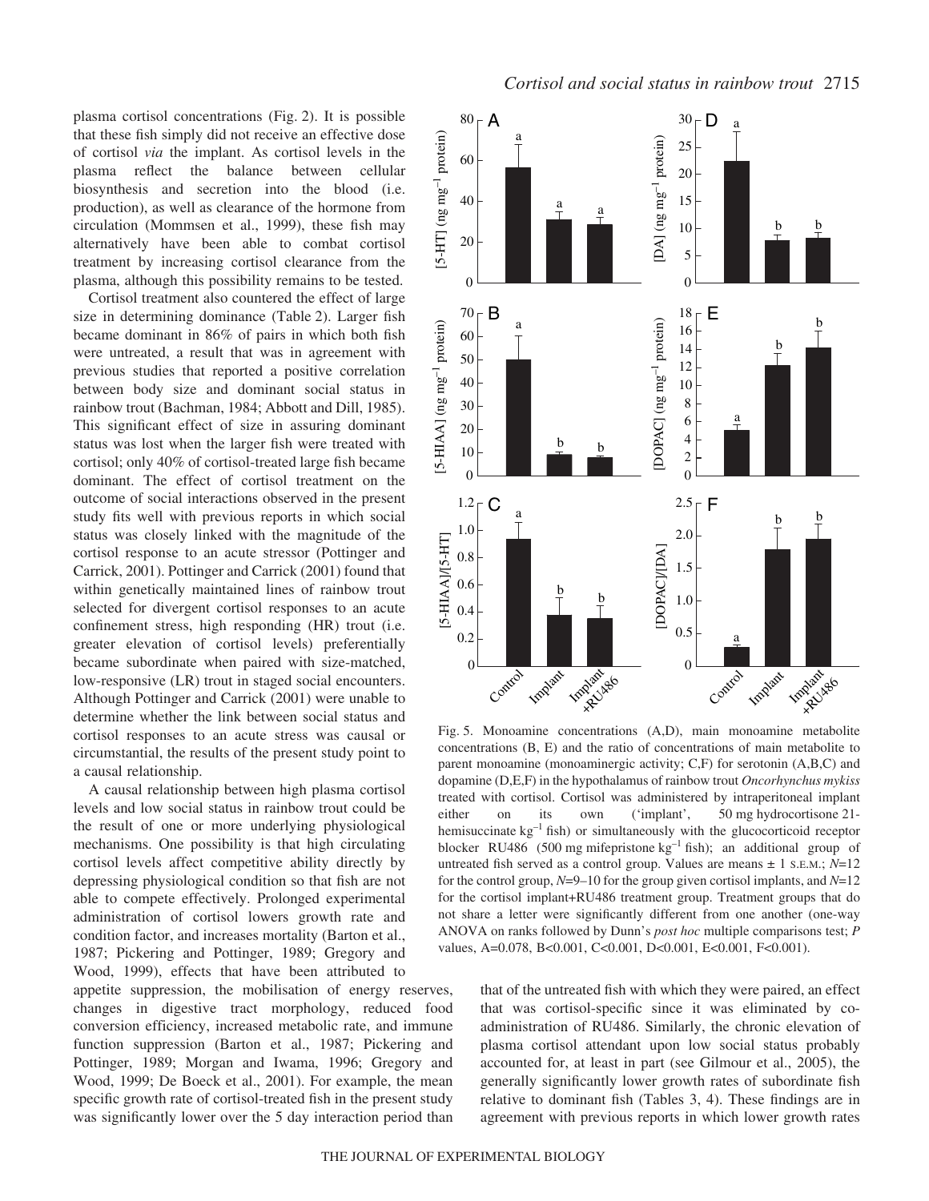plasma cortisol concentrations (Fig. 2). It is possible that these fish simply did not receive an effective dose of cortisol *via* the implant. As cortisol levels in the plasma reflect the balance between cellular biosynthesis and secretion into the blood (i.e. production), as well as clearance of the hormone from circulation (Mommsen et al., 1999), these fish may alternatively have been able to combat cortisol treatment by increasing cortisol clearance from the plasma, although this possibility remains to be tested.

Cortisol treatment also countered the effect of large size in determining dominance (Table 2). Larger fish became dominant in 86% of pairs in which both fish were untreated, a result that was in agreement with previous studies that reported a positive correlation between body size and dominant social status in rainbow trout (Bachman, 1984; Abbott and Dill, 1985). This significant effect of size in assuring dominant status was lost when the larger fish were treated with cortisol; only 40% of cortisol-treated large fish became dominant. The effect of cortisol treatment on the outcome of social interactions observed in the present study fits well with previous reports in which social status was closely linked with the magnitude of the cortisol response to an acute stressor (Pottinger and Carrick, 2001). Pottinger and Carrick (2001) found that within genetically maintained lines of rainbow trout selected for divergent cortisol responses to an acute confinement stress, high responding (HR) trout (i.e. greater elevation of cortisol levels) preferentially became subordinate when paired with size-matched, low-responsive (LR) trout in staged social encounters. Although Pottinger and Carrick (2001) were unable to determine whether the link between social status and cortisol responses to an acute stress was causal or circumstantial, the results of the present study point to a causal relationship.

A causal relationship between high plasma cortisol levels and low social status in rainbow trout could be the result of one or more underlying physiological mechanisms. One possibility is that high circulating cortisol levels affect competitive ability directly by depressing physiological condition so that fish are not able to compete effectively. Prolonged experimental administration of cortisol lowers growth rate and condition factor, and increases mortality (Barton et al., 1987; Pickering and Pottinger, 1989; Gregory and Wood, 1999), effects that have been attributed to appetite suppression, the mobilisation of energy reserves, changes in digestive tract morphology, reduced food conversion efficiency, increased metabolic rate, and immune function suppression (Barton et al., 1987; Pickering and Pottinger, 1989; Morgan and Iwama, 1996; Gregory and Wood, 1999; De Boeck et al., 2001). For example, the mean specific growth rate of cortisol-treated fish in the present study was significantly lower over the 5 day interaction period than that of the untreated fish with which they were paired, an effect that was cortisol-specific since it was eliminated by co-administration of RU486. Similarly, the chronic elevation of plasma cortisol attendant upon low social status probably accounted for, at least in part (see Gilmour et al., 2005), the generally significantly lower growth rates of subordinate fish relative to dominant fish (Tables 3, 4). These findings are in agreement with previous reports in which lower growth rates

Fig. 5. Monoamine concentrations (A,D), main monoamine metabolite concentrations (B, E) and the ratio of concentrations of main metabolite to parent monoamine (monoaminergic activity; C,F) for serotonin (A,B,C) and dopamine (D,E,F) in the hypothalamus of rainbow trout *Oncorhynchus mykiss* treated with cortisol. Cortisol was administered by intraperitoneal implant either on its own ('implant', 50 mg hydrocortisone 21-hemisuccinate kg$^{-1}$ fish) or simultaneously with the glucocorticoid receptor blocker RU486 (500 mg mifepristone kg$^{-1}$ fish); an additional group of untreated fish served as a control group. Values are means ± 1 S.E.M.; $N$=12 for the control group, $N$=9–10 for the group given cortisol implants, and $N$=12 for the cortisol implant+RU486 treatment group. Treatment groups that do not share a letter were significantly different from one another (one-way ANOVA on ranks followed by Dunn's *post hoc* multiple comparisons test; $P$ values, A=0.078, B<0.001, C<0.001, D<0.001, E<0.001, F<0.001).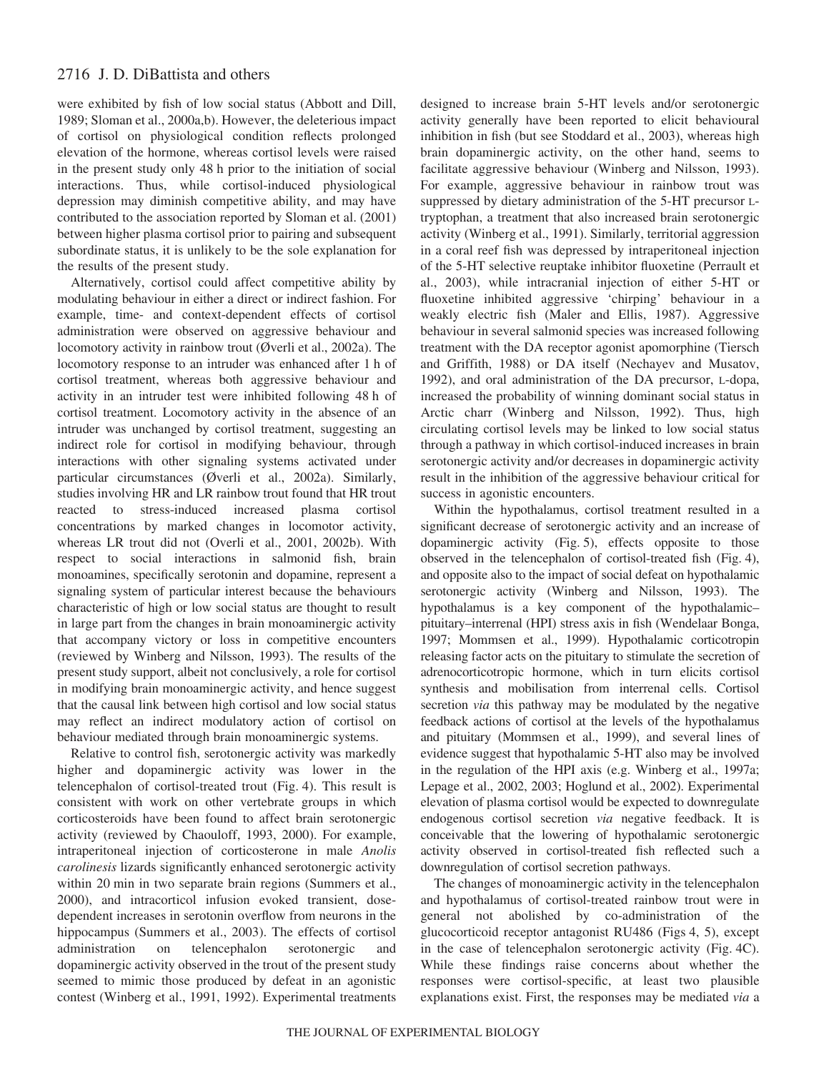were exhibited by fish of low social status (Abbott and Dill, 1989; Sloman et al., 2000a,b). However, the deleterious impact of cortisol on physiological condition reflects prolonged elevation of the hormone, whereas cortisol levels were raised in the present study only 48 h prior to the initiation of social interactions. Thus, while cortisol-induced physiological depression may diminish competitive ability, and may have contributed to the association reported by Sloman et al. (2001) between higher plasma cortisol prior to pairing and subsequent subordinate status, it is unlikely to be the sole explanation for the results of the present study.

Alternatively, cortisol could affect competitive ability by modulating behaviour in either a direct or indirect fashion. For example, time- and context-dependent effects of cortisol administration were observed on aggressive behaviour and locomotory activity in rainbow trout (Øverli et al., 2002a). The locomotory response to an intruder was enhanced after 1 h of cortisol treatment, whereas both aggressive behaviour and activity in an intruder test were inhibited following 48 h of cortisol treatment. Locomotory activity in the absence of an intruder was unchanged by cortisol treatment, suggesting an indirect role for cortisol in modifying behaviour, through interactions with other signaling systems activated under particular circumstances (Øverli et al., 2002a). Similarly, studies involving HR and LR rainbow trout found that HR trout reacted to stress-induced increased plasma cortisol concentrations by marked changes in locomotor activity, whereas LR trout did not (Overli et al., 2001, 2002b). With respect to social interactions in salmonid fish, brain monoamines, specifically serotonin and dopamine, represent a signaling system of particular interest because the behaviours characteristic of high or low social status are thought to result in large part from the changes in brain monoaminergic activity that accompany victory or loss in competitive encounters (reviewed by Winberg and Nilsson, 1993). The results of the present study support, albeit not conclusively, a role for cortisol in modifying brain monoaminergic activity, and hence suggest that the causal link between high cortisol and low social status may reflect an indirect modulatory action of cortisol on behaviour mediated through brain monoaminergic systems.

Relative to control fish, serotonergic activity was markedly higher and dopaminergic activity was lower in the telencephalon of cortisol-treated trout (Fig. 4). This result is consistent with work on other vertebrate groups in which corticosteroids have been found to affect brain serotonergic activity (reviewed by Chaouloff, 1993, 2000). For example, intraperitoneal injection of corticosterone in male *Anolis carolinesis* lizards significantly enhanced serotonergic activity within 20 min in two separate brain regions (Summers et al., 2000), and intracortical infusion evoked transient, dose-dependent increases in serotonin overflow from neurons in the hippocampus (Summers et al., 2003). The effects of cortisol administration on telencephalon serotonergic and dopaminergic activity observed in the trout of the present study seemed to mimic those produced by defeat in an agonistic contest (Winberg et al., 1991, 1992). Experimental treatments designed to increase brain 5-HT levels and/or serotonergic activity generally have been reported to elicit behavioural inhibition in fish (but see Stoddard et al., 2003), whereas high brain dopaminergic activity, on the other hand, seems to facilitate aggressive behaviour (Winberg and Nilsson, 1993). For example, aggressive behaviour in rainbow trout was suppressed by dietary administration of the 5-HT precursor L-tryptophan, a treatment that also increased brain serotonergic activity (Winberg et al., 1991). Similarly, territorial aggression in a coral reef fish was depressed by intraperitoneal injection of the 5-HT selective reuptake inhibitor fluoxetine (Perrault et al., 2003), while intracranial injection of either 5-HT or fluoxetine inhibited aggressive 'chirping' behaviour in a weakly electric fish (Maler and Ellis, 1987). Aggressive behaviour in several salmonid species was increased following treatment with the DA receptor agonist apomorphine (Tiersch and Griffith, 1988) or DA itself (Nechayev and Musatov, 1992), and oral administration of the DA precursor, L-dopa, increased the probability of winning dominant social status in Arctic charr (Winberg and Nilsson, 1992). Thus, high circulating cortisol levels may be linked to low social status through a pathway in which cortisol-induced increases in brain serotonergic activity and/or decreases in dopaminergic activity result in the inhibition of the aggressive behaviour critical for success in agonistic encounters.

Within the hypothalamus, cortisol treatment resulted in a significant decrease of serotonergic activity and an increase of dopaminergic activity (Fig. 5), effects opposite to those observed in the telencephalon of cortisol-treated fish (Fig. 4), and opposite also to the impact of social defeat on hypothalamic serotonergic activity (Winberg and Nilsson, 1993). The hypothalamus is a key component of the hypothalamic–pituitary–interrenal (HPI) stress axis in fish (Wendelaar Bonga, 1997; Mommsen et al., 1999). Hypothalamic corticotropin releasing factor acts on the pituitary to stimulate the secretion of adrenocorticotropic hormone, which in turn elicits cortisol synthesis and mobilisation from interrenal cells. Cortisol secretion *via* this pathway may be modulated by the negative feedback actions of cortisol at the levels of the hypothalamus and pituitary (Mommsen et al., 1999), and several lines of evidence suggest that hypothalamic 5-HT also may be involved in the regulation of the HPI axis (e.g. Winberg et al., 1997a; Lepage et al., 2002, 2003; Hoglund et al., 2002). Experimental elevation of plasma cortisol would be expected to downregulate endogenous cortisol secretion *via* negative feedback. It is conceivable that the lowering of hypothalamic serotonergic activity observed in cortisol-treated fish reflected such a downregulation of cortisol secretion pathways.

The changes of monoaminergic activity in the telencephalon and hypothalamus of cortisol-treated rainbow trout were in general not abolished by co-administration of the glucocorticoid receptor antagonist RU486 (Figs 4, 5), except in the case of telencephalon serotonergic activity (Fig. 4C). While these findings raise concerns about whether the responses were cortisol-specific, at least two plausible explanations exist. First, the responses may be mediated *via* a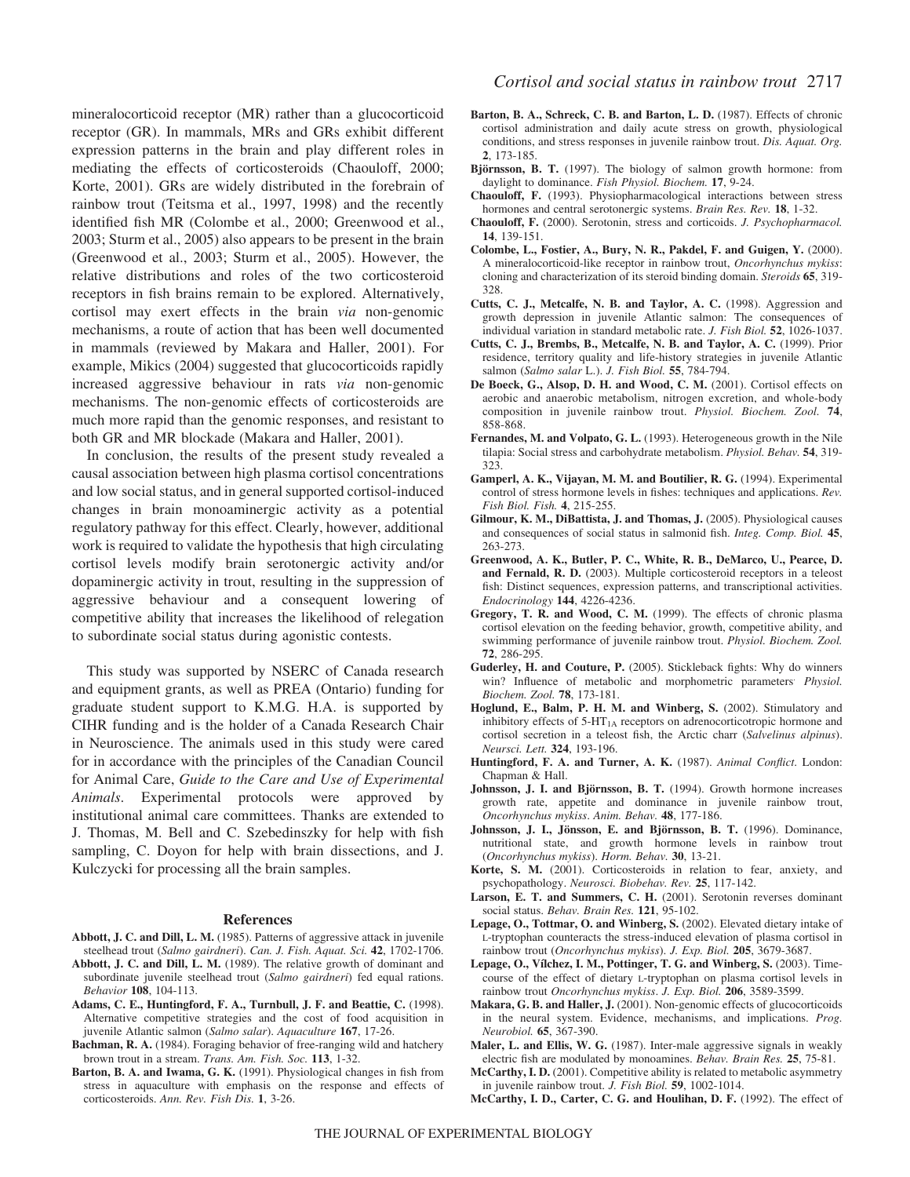mineralocorticoid receptor (MR) rather than a glucocorticoid receptor (GR). In mammals, MRs and GRs exhibit different expression patterns in the brain and play different roles in mediating the effects of corticosteroids (Chaouloff, 2000; Korte, 2001). GRs are widely distributed in the forebrain of rainbow trout (Teitsma et al., 1997, 1998) and the recently identified fish MR (Colombe et al., 2000; Greenwood et al., 2003; Sturm et al., 2005) also appears to be present in the brain (Greenwood et al., 2003; Sturm et al., 2005). However, the relative distributions and roles of the two corticosteroid receptors in fish brains remain to be explored. Alternatively, cortisol may exert effects in the brain *via* non-genomic mechanisms, a route of action that has been well documented in mammals (reviewed by Makara and Haller, 2001). For example, Mikics (2004) suggested that glucocorticoids rapidly increased aggressive behaviour in rats *via* non-genomic mechanisms. The non-genomic effects of corticosteroids are much more rapid than the genomic responses, and resistant to both GR and MR blockade (Makara and Haller, 2001).

In conclusion, the results of the present study revealed a causal association between high plasma cortisol concentrations and low social status, and in general supported cortisol-induced changes in brain monoaminergic activity as a potential regulatory pathway for this effect. Clearly, however, additional work is required to validate the hypothesis that high circulating cortisol levels modify brain serotonergic activity and/or dopaminergic activity in trout, resulting in the suppression of aggressive behaviour and a consequent lowering of competitive ability that increases the likelihood of relegation to subordinate social status during agonistic contests.

This study was supported by NSERC of Canada research and equipment grants, as well as PREA (Ontario) funding for graduate student support to K.M.G. H.A. is supported by CIHR funding and is the holder of a Canada Research Chair in Neuroscience. The animals used in this study were cared for in accordance with the principles of the Canadian Council for Animal Care, *Guide to the Care and Use of Experimental Animals*. Experimental protocols were approved by institutional animal care committees. Thanks are extended to J. Thomas, M. Bell and C. Szebedinszky for help with fish sampling, C. Doyon for help with brain dissections, and J. Kulczycki for processing all the brain samples.

## References

**Abbott, J. C. and Dill, L. M.** (1985). Patterns of aggressive attack in juvenile steelhead trout (*Salmo gairdneri*). *Can. J. Fish. Aquat. Sci.* **42**, 1702-1706.

**Abbott, J. C. and Dill, L. M.** (1989). The relative growth of dominant and subordinate juvenile steelhead trout (*Salmo gairdneri*) fed equal rations. *Behavior* **108**, 104-113.

**Adams, C. E., Huntingford, F. A., Turnbull, J. F. and Beattie, C.** (1998). Alternative competitive strategies and the cost of food acquisition in juvenile Atlantic salmon (*Salmo salar*). *Aquaculture* **167**, 17-26.

**Bachman, R. A.** (1984). Foraging behavior of free-ranging wild and hatchery brown trout in a stream. *Trans. Am. Fish. Soc.* **113**, 1-32.

**Barton, B. A. and Iwama, G. K.** (1991). Physiological changes in fish from stress in aquaculture with emphasis on the response and effects of corticosteroids. *Ann. Rev. Fish Dis.* **1**, 3-26.

**Barton, B. A., Schreck, C. B. and Barton, L. D.** (1987). Effects of chronic cortisol administration and daily acute stress on growth, physiological conditions, and stress responses in juvenile rainbow trout. *Dis. Aquat. Org.* **2**, 173-185.

**Björnsson, B. T.** (1997). The biology of salmon growth hormone: from daylight to dominance. *Fish Physiol. Biochem.* **17**, 9-24.

**Chaouloff, F.** (1993). Physiopharmacological interactions between stress hormones and central serotonergic systems. *Brain Res. Rev.* **18**, 1-32.

**Chaouloff, F.** (2000). Serotonin, stress and corticoids. *J. Psychopharmacol.* **14**, 139-151.

**Colombe, L., Fostier, A., Bury, N. R., Pakdel, F. and Guigen, Y.** (2000). A mineralocorticoid-like receptor in rainbow trout, *Oncorhynchus mykiss*: cloning and characterization of its steroid binding domain. *Steroids* **65**, 319-328.

**Cutts, C. J., Metcalfe, N. B. and Taylor, A. C.** (1998). Aggression and growth depression in juvenile Atlantic salmon: The consequences of individual variation in standard metabolic rate. *J. Fish Biol.* **52**, 1026-1037.

**Cutts, C. J., Brembs, B., Metcalfe, N. B. and Taylor, A. C.** (1999). Prior residence, territory quality and life-history strategies in juvenile Atlantic salmon (*Salmo salar* L.). *J. Fish Biol.* **55**, 784-794.

**De Boeck, G., Alsop, D. H. and Wood, C. M.** (2001). Cortisol effects on aerobic and anaerobic metabolism, nitrogen excretion, and whole-body composition in juvenile rainbow trout. *Physiol. Biochem. Zool.* **74**, 858-868.

**Fernandes, M. and Volpato, G. L.** (1993). Heterogeneous growth in the Nile tilapia: Social stress and carbohydrate metabolism. *Physiol. Behav.* **54**, 319-323.

**Gamperl, A. K., Vijayan, M. M. and Boutilier, R. G.** (1994). Experimental control of stress hormone levels in fishes: techniques and applications. *Rev. Fish Biol. Fish.* **4**, 215-255.

**Gilmour, K. M., DiBattista, J. and Thomas, J.** (2005). Physiological causes and consequences of social status in salmonid fish. *Integ. Comp. Biol.* **45**, 263-273.

**Greenwood, A. K., Butler, P. C., White, R. B., DeMarco, U., Pearce, D. and Fernald, R. D.** (2003). Multiple corticosteroid receptors in a teleost fish: Distinct sequences, expression patterns, and transcriptional activities. *Endocrinology* **144**, 4226-4236.

**Gregory, T. R. and Wood, C. M.** (1999). The effects of chronic plasma cortisol elevation on the feeding behavior, growth, competitive ability, and swimming performance of juvenile rainbow trout. *Physiol. Biochem. Zool.* **72**, 286-295.

**Guderley, H. and Couture, P.** (2005). Stickleback fights: Why do winners win? Influence of metabolic and morphometric parameters. *Physiol. Biochem. Zool.* **78**, 173-181.

**Hoglund, E., Balm, P. H. M. and Winberg, S.** (2002). Stimulatory and inhibitory effects of 5-$HT_{1A}$ receptors on adrenocorticotropic hormone and cortisol secretion in a teleost fish, the Arctic charr (*Salvelinus alpinus*). *Neurosci. Lett.* **324**, 193-196.

**Huntingford, F. A. and Turner, A. K.** (1987). *Animal Conflict*. London: Chapman & Hall.

**Johnsson, J. I. and Björnsson, B. T.** (1994). Growth hormone increases growth rate, appetite and dominance in juvenile rainbow trout, *Oncorhynchus mykiss*. *Anim. Behav.* **48**, 177-186.

**Johnsson, J. I., Jönsson, E. and Björnsson, B. T.** (1996). Dominance, nutritional state, and growth hormone levels in rainbow trout (*Oncorhynchus mykiss*). *Horm. Behav.* **30**, 13-21.

**Korte, S. M.** (2001). Corticosteroids in relation to fear, anxiety, and psychopathology. *Neurosci. Biobehav. Rev.* **25**, 117-142.

**Larson, E. T. and Summers, C. H.** (2001). Serotonin reverses dominant social status. *Behav. Brain Res.* **121**, 95-102.

**Lepage, O., Tottmar, O. and Winberg, S.** (2002). Elevated dietary intake of L-tryptophan counteracts the stress-induced elevation of plasma cortisol in rainbow trout (*Onchorhynchus mykiss*). *J. Exp. Biol.* **205**, 3679-3687.

**Lepage, O., Vílchez, I. M., Pottinger, T. G. and Winberg, S.** (2003). Time-course of the effect of dietary L-tryptophan on plasma cortisol levels in rainbow trout *Oncorhynchus mykiss*. *J. Exp. Biol.* **206**, 3589-3599.

**Makara, G. B. and Haller, J.** (2001). Non-genomic effects of glucocorticoids in the neural system. Evidence, mechanisms, and implications. *Prog. Neurobiol.* **65**, 367-390.

**Maler, L. and Ellis, W. G.** (1987). Inter-male aggressive signals in weakly electric fish are modulated by monoamines. *Behav. Brain Res.* **25**, 75-81.

**McCarthy, I. D.** (2001). Competitive ability is related to metabolic asymmetry in juvenile rainbow trout. *J. Fish Biol.* **59**, 1002-1014.

**McCarthy, I. D., Carter, C. G. and Houlihan, D. F.** (1992). The effect of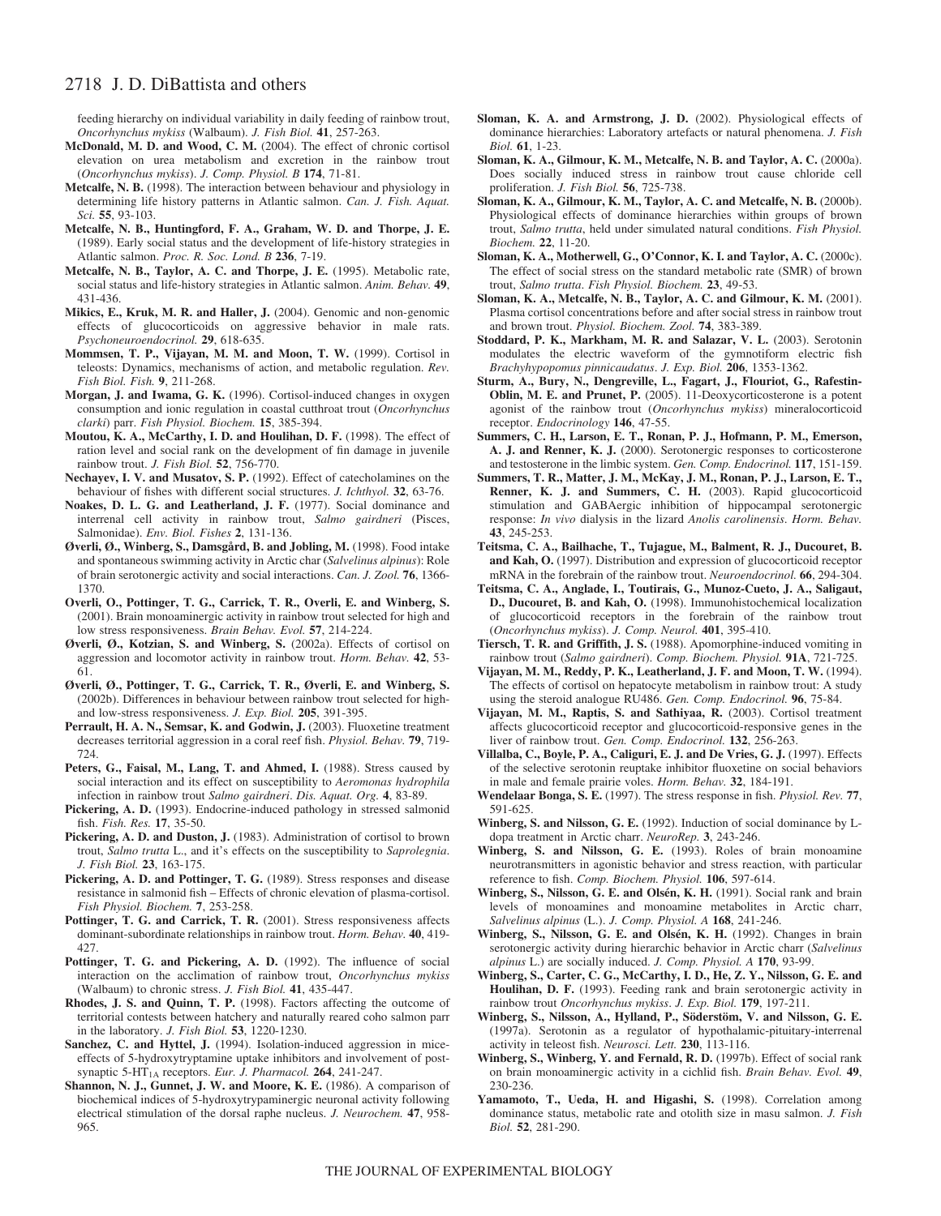feeding hierarchy on individual variability in daily feeding of rainbow trout, *Oncorhynchus mykiss* (Walbaum). *J. Fish Biol.* **41**, 257-263.

**McDonald, M. D. and Wood, C. M.** (2004). The effect of chronic cortisol elevation on urea metabolism and excretion in the rainbow trout (*Oncorhynchus mykiss*). *J. Comp. Physiol. B* **174**, 71-81.

**Metcalfe, N. B.** (1998). The interaction between behaviour and physiology in determining life history patterns in Atlantic salmon. *Can. J. Fish. Aquat. Sci.* **55**, 93-103.

**Metcalfe, N. B., Huntingford, F. A., Graham, W. D. and Thorpe, J. E.** (1989). Early social status and the development of life-history strategies in Atlantic salmon. *Proc. R. Soc. Lond. B* **236**, 7-19.

**Metcalfe, N. B., Taylor, A. C. and Thorpe, J. E.** (1995). Metabolic rate, social status and life-history strategies in Atlantic salmon. *Anim. Behav.* **49**, 431-436.

**Mikics, E., Kruk, M. R. and Haller, J.** (2004). Genomic and non-genomic effects of glucocorticoids on aggressive behavior in male rats. *Psychoneuroendocrinol.* **29**, 618-635.

**Mommsen, T. P., Vijayan, M. M. and Moon, T. W.** (1999). Cortisol in teleosts: Dynamics, mechanisms of action, and metabolic regulation. *Rev. Fish Biol. Fish.* **9**, 211-268.

**Morgan, J. and Iwama, G. K.** (1996). Cortisol-induced changes in oxygen consumption and ionic regulation in coastal cutthroat trout (*Oncorhynchus clarki*) parr. *Fish Physiol. Biochem.* **15**, 385-394.

**Moutou, K. A., McCarthy, I. D. and Houlihan, D. F.** (1998). The effect of ration level and social rank on the development of fin damage in juvenile rainbow trout. *J. Fish Biol.* **52**, 756-770.

**Nechayev, I. V. and Musatov, S. P.** (1992). Effect of catecholamines on the behaviour of fishes with different social structures. *J. Ichthyol.* **32**, 63-76.

**Noakes, D. L. G. and Leatherland, J. F.** (1977). Social dominance and interrenal cell activity in rainbow trout, *Salmo gairdneri* (Pisces, Salmonidae). *Env. Biol. Fishes* **2**, 131-136.

**Øverli, Ø., Winberg, S., Damsgård, B. and Jobling, M.** (1998). Food intake and spontaneous swimming activity in Arctic char (*Salvelinus alpinus*): Role of brain serotonergic activity and social interactions. *Can. J. Zool.* **76**, 1366-1370.

**Overli, O., Pottinger, T. G., Carrick, T. R., Overli, E. and Winberg, S.** (2001). Brain monoaminergic activity in rainbow trout selected for high and low stress responsiveness. *Brain Behav. Evol.* **57**, 214-224.

**Øverli, Ø., Kotzian, S. and Winberg, S.** (2002a). Effects of cortisol on aggression and locomotor activity in rainbow trout. *Horm. Behav.* **42**, 53-61.

**Øverli, Ø., Pottinger, T. G., Carrick, T. R., Øverli, E. and Winberg, S.** (2002b). Differences in behaviour between rainbow trout selected for high- and low-stress responsiveness. *J. Exp. Biol.* **205**, 391-395.

**Perrault, H. A. N., Semsar, K. and Godwin, J.** (2003). Fluoxetine treatment decreases territorial aggression in a coral reef fish. *Physiol. Behav.* **79**, 719-724.

**Peters, G., Faisal, M., Lang, T. and Ahmed, I.** (1988). Stress caused by social interaction and its effect on susceptibility to *Aeromonas hydrophila* infection in rainbow trout *Salmo gairdneri*. *Dis. Aquat. Org.* **4**, 83-89.

**Pickering, A. D.** (1993). Endocrine-induced pathology in stressed salmonid fish. *Fish. Res.* **17**, 35-50.

**Pickering, A. D. and Duston, J.** (1983). Administration of cortisol to brown trout, *Salmo trutta* L., and it's effects on the susceptibility to *Saprolegnia*. *J. Fish Biol.* **23**, 163-175.

**Pickering, A. D. and Pottinger, T. G.** (1989). Stress responses and disease resistance in salmonid fish – Effects of chronic elevation of plasma-cortisol. *Fish Physiol. Biochem.* **7**, 253-258.

**Pottinger, T. G. and Carrick, T. R.** (2001). Stress responsiveness affects dominant-subordinate relationships in rainbow trout. *Horm. Behav.* **40**, 419-427.

**Pottinger, T. G. and Pickering, A. D.** (1992). The influence of social interaction on the acclimation of rainbow trout, *Oncorhynchus mykiss* (Walbaum) to chronic stress. *J. Fish Biol.* **41**, 435-447.

**Rhodes, J. S. and Quinn, T. P.** (1998). Factors affecting the outcome of territorial contests between hatchery and naturally reared coho salmon parr in the laboratory. *J. Fish Biol.* **53**, 1220-1230.

**Sanchez, C. and Hyttel, J.** (1994). Isolation-induced aggression in mice-effects of 5-hydroxytryptamine uptake inhibitors and involvement of post-synaptic 5-HT$_{1A}$ receptors. *Eur. J. Pharmacol.* **264**, 241-247.

**Shannon, N. J., Gunnet, J. W. and Moore, K. E.** (1986). A comparison of biochemical indices of 5-hydroxytrypaminergic neuronal activity following electrical stimulation of the dorsal raphe nucleus. *J. Neurochem.* **47**, 958-965.

**Sloman, K. A. and Armstrong, J. D.** (2002). Physiological effects of dominance hierarchies: Laboratory artefacts or natural phenomena. *J. Fish Biol.* **61**, 1-23.

**Sloman, K. A., Gilmour, K. M., Metcalfe, N. B. and Taylor, A. C.** (2000a). Does socially induced stress in rainbow trout cause chloride cell proliferation. *J. Fish Biol.* **56**, 725-738.

**Sloman, K. A., Gilmour, K. M., Taylor, A. C. and Metcalfe, N. B.** (2000b). Physiological effects of dominance hierarchies within groups of brown trout, *Salmo trutta*, held under simulated natural conditions. *Fish Physiol. Biochem.* **22**, 11-20.

**Sloman, K. A., Motherwell, G., O'Connor, K. I. and Taylor, A. C.** (2000c). The effect of social stress on the standard metabolic rate (SMR) of brown trout, *Salmo trutta*. *Fish Physiol. Biochem.* **23**, 49-53.

**Sloman, K. A., Metcalfe, N. B., Taylor, A. C. and Gilmour, K. M.** (2001). Plasma cortisol concentrations before and after social stress in rainbow trout and brown trout. *Physiol. Biochem. Zool.* **74**, 383-389.

**Stoddard, P. K., Markham, M. R. and Salazar, V. L.** (2003). Serotonin modulates the electric waveform of the gymnotiform electric fish *Brachyhypopomus pinnicaudatus*. *J. Exp. Biol.* **206**, 1353-1362.

**Sturm, A., Bury, N., Dengreville, L., Fagart, J., Flouriot, G., Rafestin-Oblin, M. E. and Prunet, P.** (2005). 11-Deoxycorticosterone is a potent agonist of the rainbow trout (*Oncorhynchus mykiss*) mineralocorticoid receptor. *Endocrinology* **146**, 47-55.

**Summers, C. H., Larson, E. T., Ronan, P. J., Hofmann, P. M., Emerson, A. J. and Renner, K. J.** (2000). Serotonergic responses to corticosterone and testosterone in the limbic system. *Gen. Comp. Endocrinol.* **117**, 151-159.

**Summers, T. R., Matter, J. M., McKay, J. M., Ronan, P. J., Larson, E. T., Renner, K. J. and Summers, C. H.** (2003). Rapid glucocorticoid stimulation and GABAergic inhibition of hippocampal serotonergic response: *In vivo* dialysis in the lizard *Anolis carolinensis*. *Horm. Behav.* **43**, 245-253.

**Teitsma, C. A., Bailhache, T., Tujague, M., Balment, R. J., Ducouret, B. and Kah, O.** (1997). Distribution and expression of glucocorticoid receptor mRNA in the forebrain of the rainbow trout. *Neuroendocrinol.* **66**, 294-304.

**Teitsma, C. A., Anglade, I., Toutirais, G., Munoz-Cueto, J. A., Saligaut, D., Ducouret, B. and Kah, O.** (1998). Immunohistochemical localization of glucocorticoid receptors in the forebrain of the rainbow trout (*Oncorhynchus mykiss*). *J. Comp. Neurol.* **401**, 395-410.

**Tiersch, T. R. and Griffith, J. S.** (1988). Apomorphine-induced vomiting in rainbow trout (*Salmo gairdneri*). *Comp. Biochem. Physiol.* **91A**, 721-725.

**Vijayan, M. M., Reddy, P. K., Leatherland, J. F. and Moon, T. W.** (1994). The effects of cortisol on hepatocyte metabolism in rainbow trout: A study using the steroid analogue RU486. *Gen. Comp. Endocrinol.* **96**, 75-84.

**Vijayan, M. M., Raptis, S. and Sathiyaa, R.** (2003). Cortisol treatment affects glucocorticoid receptor and glucocorticoid-responsive genes in the liver of rainbow trout. *Gen. Comp. Endocrinol.* **132**, 256-263.

**Villalba, C., Boyle, P. A., Caliguri, E. J. and De Vries, G. J.** (1997). Effects of the selective serotonin reuptake inhibitor fluoxetine on social behaviors in male and female prairie voles. *Horm. Behav.* **32**, 184-191.

**Wendelaar Bonga, S. E.** (1997). The stress response in fish. *Physiol. Rev.* **77**, 591-625.

**Winberg, S. and Nilsson, G. E.** (1992). Induction of social dominance by L-dopa treatment in Arctic charr. *NeuroRep.* **3**, 243-246.

**Winberg, S. and Nilsson, G. E.** (1993). Roles of brain monoamine neurotransmitters in agonistic behavior and stress reaction, with particular reference to fish. *Comp. Biochem. Physiol.* **106**, 597-614.

**Winberg, S., Nilsson, G. E. and Olsén, K. H.** (1991). Social rank and brain levels of monoamines and monoamine metabolites in Arctic charr, *Salvelinus alpinus* (L.). *J. Comp. Physiol. A* **168**, 241-246.

**Winberg, S., Nilsson, G. E. and Olsén, K. H.** (1992). Changes in brain serotonergic activity during hierarchic behavior in Arctic charr (*Salvelinus alpinus* L.) are socially induced. *J. Comp. Physiol. A* **170**, 93-99.

**Winberg, S., Carter, C. G., McCarthy, I. D., He, Z. Y., Nilsson, G. E. and Houlihan, D. F.** (1993). Feeding rank and brain serotonergic activity in rainbow trout *Oncorhynchus mykiss*. *J. Exp. Biol.* **179**, 197-211.

**Winberg, S., Nilsson, A., Hylland, P., Söderstöm, V. and Nilsson, G. E.** (1997a). Serotonin as a regulator of hypothalamic-pituitary-interrenal activity in teleost fish. *Neurosci. Lett.* **230**, 113-116.

**Winberg, S., Winberg, Y. and Fernald, R. D.** (1997b). Effect of social rank on brain monoaminergic activity in a cichlid fish. *Brain Behav. Evol.* **49**, 230-236.

**Yamamoto, T., Ueda, H. and Higashi, S.** (1998). Correlation among dominance status, metabolic rate and otolith size in masu salmon. *J. Fish Biol.* **52**, 281-290.